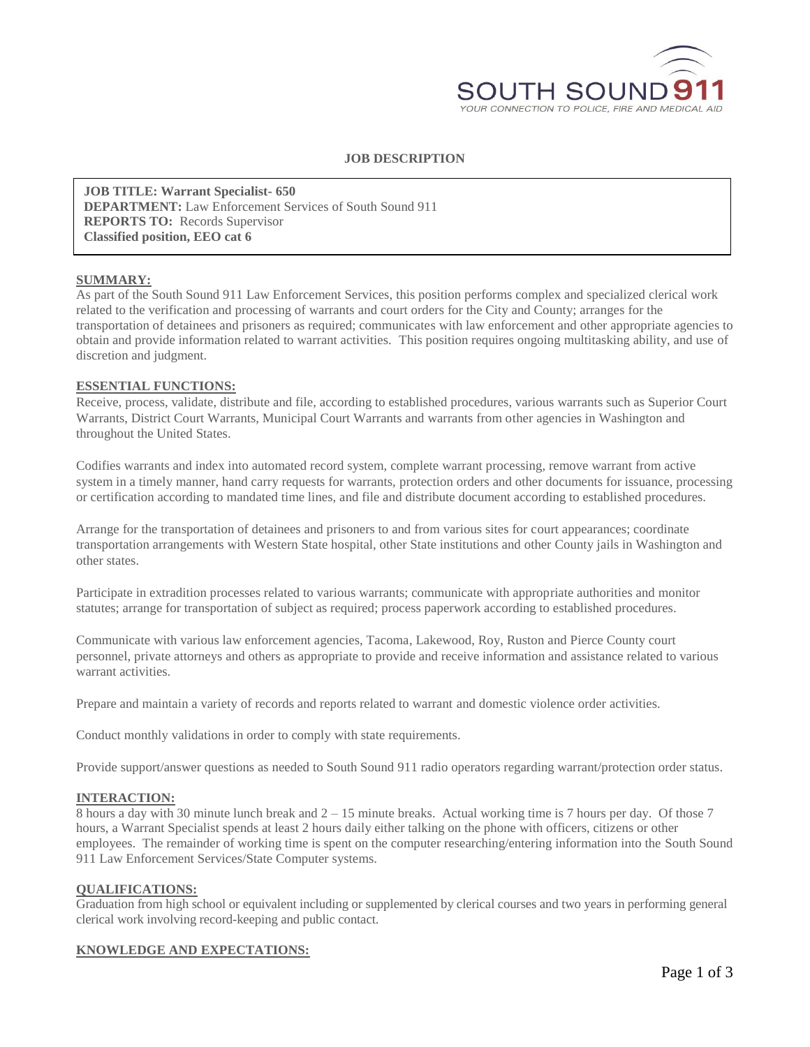SOUTH SOUND 911

YOUR CONNECTION TO POLICE, FIRE AND MEDICAL AID

# JOB DESCRIPTION

**JOB TITLE: Warrant Specialist- 650**
**DEPARTMENT:** Law Enforcement Services of South Sound 911
**REPORTS TO:** Records Supervisor
**Classified position, EEO cat 6**

## SUMMARY:

As part of the South Sound 911 Law Enforcement Services, this position performs complex and specialized clerical work related to the verification and processing of warrants and court orders for the City and County; arranges for the transportation of detainees and prisoners as required; communicates with law enforcement and other appropriate agencies to obtain and provide information related to warrant activities. This position requires ongoing multitasking ability, and use of discretion and judgment.

## ESSENTIAL FUNCTIONS:

Receive, process, validate, distribute and file, according to established procedures, various warrants such as Superior Court Warrants, District Court Warrants, Municipal Court Warrants and warrants from other agencies in Washington and throughout the United States.

Codifies warrants and index into automated record system, complete warrant processing, remove warrant from active system in a timely manner, hand carry requests for warrants, protection orders and other documents for issuance, processing or certification according to mandated time lines, and file and distribute document according to established procedures.

Arrange for the transportation of detainees and prisoners to and from various sites for court appearances; coordinate transportation arrangements with Western State hospital, other State institutions and other County jails in Washington and other states.

Participate in extradition processes related to various warrants; communicate with appropriate authorities and monitor statutes; arrange for transportation of subject as required; process paperwork according to established procedures.

Communicate with various law enforcement agencies, Tacoma, Lakewood, Roy, Ruston and Pierce County court personnel, private attorneys and others as appropriate to provide and receive information and assistance related to various warrant activities.

Prepare and maintain a variety of records and reports related to warrant and domestic violence order activities.

Conduct monthly validations in order to comply with state requirements.

Provide support/answer questions as needed to South Sound 911 radio operators regarding warrant/protection order status.

## INTERACTION:

8 hours a day with 30 minute lunch break and 2 – 15 minute breaks. Actual working time is 7 hours per day. Of those 7 hours, a Warrant Specialist spends at least 2 hours daily either talking on the phone with officers, citizens or other employees. The remainder of working time is spent on the computer researching/entering information into the South Sound 911 Law Enforcement Services/State Computer systems.

## QUALIFICATIONS:

Graduation from high school or equivalent including or supplemented by clerical courses and two years in performing general clerical work involving record-keeping and public contact.

## KNOWLEDGE AND EXPECTATIONS: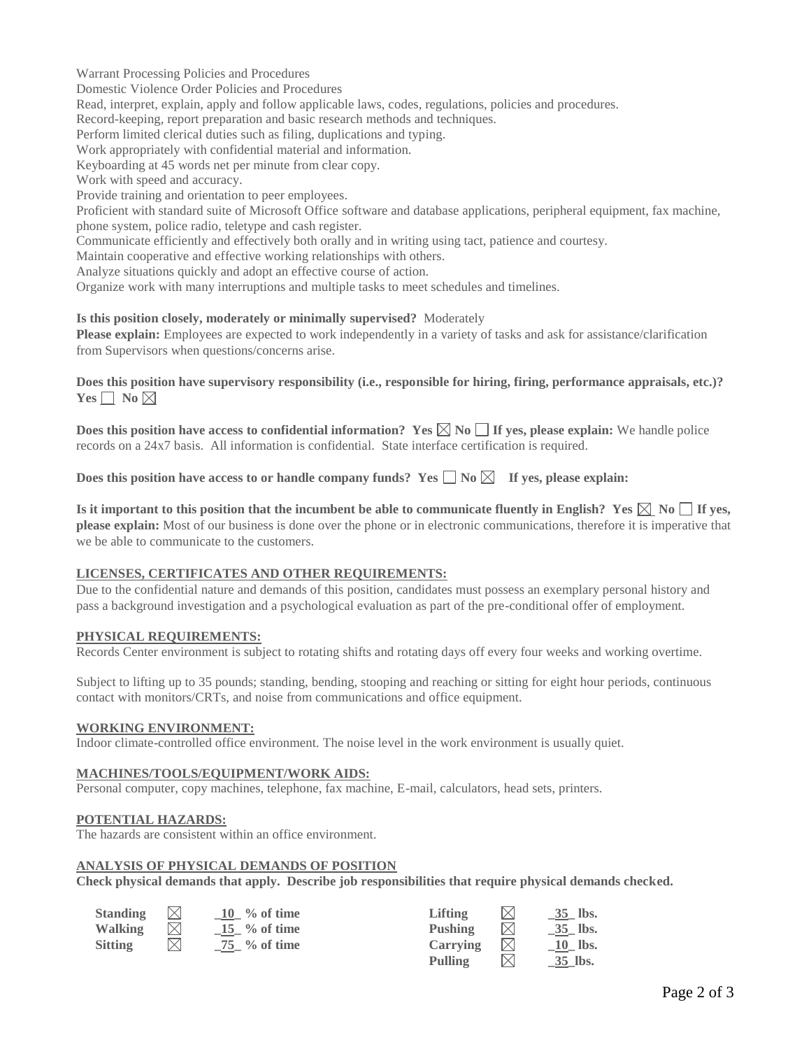Warrant Processing Policies and Procedures
Domestic Violence Order Policies and Procedures
Read, interpret, explain, apply and follow applicable laws, codes, regulations, policies and procedures.
Record-keeping, report preparation and basic research methods and techniques.
Perform limited clerical duties such as filing, duplications and typing.
Work appropriately with confidential material and information.
Keyboarding at 45 words net per minute from clear copy.
Work with speed and accuracy.
Provide training and orientation to peer employees.
Proficient with standard suite of Microsoft Office software and database applications, peripheral equipment, fax machine, phone system, police radio, teletype and cash register.
Communicate efficiently and effectively both orally and in writing using tact, patience and courtesy.
Maintain cooperative and effective working relationships with others.
Analyze situations quickly and adopt an effective course of action.
Organize work with many interruptions and multiple tasks to meet schedules and timelines.

**Is this position closely, moderately or minimally supervised?** Moderately
**Please explain:** Employees are expected to work independently in a variety of tasks and ask for assistance/clarification from Supervisors when questions/concerns arise.

**Does this position have supervisory responsibility (i.e., responsible for hiring, firing, performance appraisals, etc.)? Yes ☐ No ☒**

**Does this position have access to confidential information? Yes ☒ No ☐ If yes, please explain:** We handle police records on a 24x7 basis. All information is confidential. State interface certification is required.

**Does this position have access to or handle company funds? Yes ☐ No ☒ If yes, please explain:**

**Is it important to this position that the incumbent be able to communicate fluently in English? Yes ☒ No ☐ If yes, please explain:** Most of our business is done over the phone or in electronic communications, therefore it is imperative that we be able to communicate to the customers.

## LICENSES, CERTIFICATES AND OTHER REQUIREMENTS:

Due to the confidential nature and demands of this position, candidates must possess an exemplary personal history and pass a background investigation and a psychological evaluation as part of the pre-conditional offer of employment.

## PHYSICAL REQUIREMENTS:

Records Center environment is subject to rotating shifts and rotating days off every four weeks and working overtime.

Subject to lifting up to 35 pounds; standing, bending, stooping and reaching or sitting for eight hour periods, continuous contact with monitors/CRTs, and noise from communications and office equipment.

## WORKING ENVIRONMENT:

Indoor climate-controlled office environment. The noise level in the work environment is usually quiet.

## MACHINES/TOOLS/EQUIPMENT/WORK AIDS:

Personal computer, copy machines, telephone, fax machine, E-mail, calculators, head sets, printers.

## POTENTIAL HAZARDS:

The hazards are consistent within an office environment.

## ANALYSIS OF PHYSICAL DEMANDS OF POSITION

**Check physical demands that apply. Describe job responsibilities that require physical demands checked.**

| | | | | | |
|---|---|---|---|---|---|
| **Standing** | ☒ | 10 % of time | **Lifting** | ☒ | 35 lbs. |
| **Walking** | ☒ | 15 % of time | **Pushing** | ☒ | 35 lbs. |
| **Sitting** | ☒ | 75 % of time | **Carrying** | ☒ | 10 lbs. |
| | | | **Pulling** | ☒ | 35 lbs. |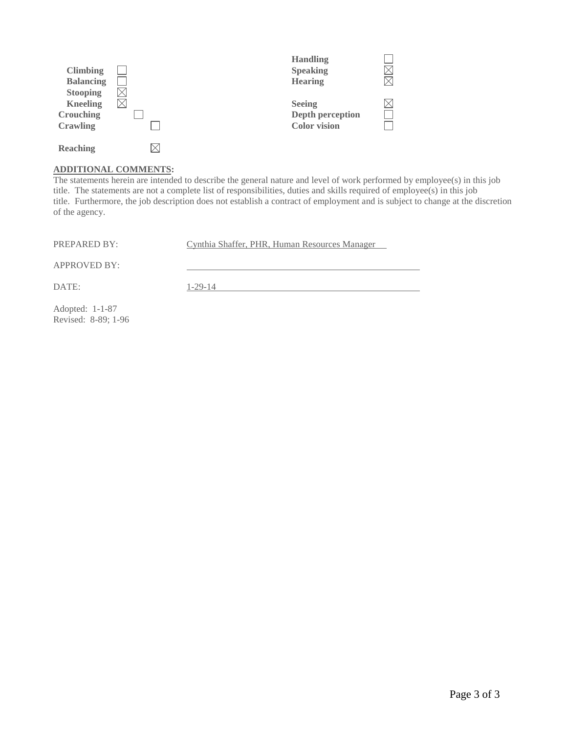| | | | |
|---|---|---|---|
| | | **Handling** | ☐ |
| **Climbing** | ☐ | **Speaking** | ☒ |
| **Balancing** | ☐ | **Hearing** | ☒ |
| **Stooping** | ☒ | | |
| **Kneeling** | ☒ | **Seeing** | ☒ |
| **Crouching** | ☐ | **Depth perception** | ☐ |
| **Crawling** | ☐ | **Color vision** | ☐ |
| **Reaching** | ☒ | | |

**ADDITIONAL COMMENTS:**

The statements herein are intended to describe the general nature and level of work performed by employee(s) in this job title. The statements are not a complete list of responsibilities, duties and skills required of employee(s) in this job title. Furthermore, the job description does not establish a contract of employment and is subject to change at the discretion of the agency.

PREPARED BY: Cynthia Shaffer, PHR, Human Resources Manager

APPROVED BY: ______________________

DATE: 1-29-14

Adopted: 1-1-87
Revised: 8-89; 1-96